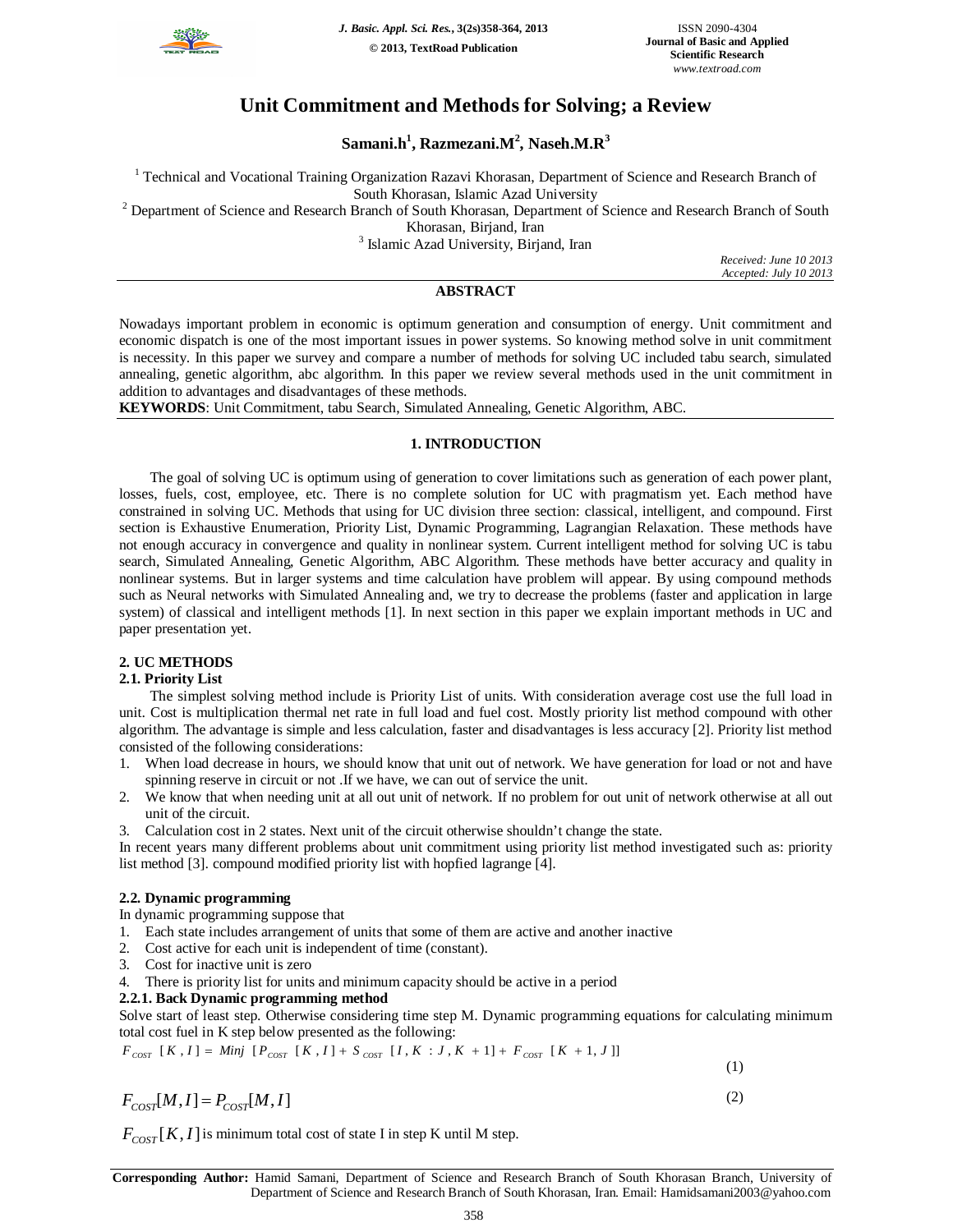# Unit Commitment and Methods for Solving; a Review

**Samani.h[1], Razmezani.M[2], Naseh.M.R[3]**

[1] Technical and Vocational Training Organization Razavi Khorasan, Department of Science and Research Branch of South Khorasan, Islamic Azad University

[2] Department of Science and Research Branch of South Khorasan, Department of Science and Research Branch of South Khorasan, Birjand, Iran

[3] Islamic Azad University, Birjand, Iran

*Received: June 10 2013*
*Accepted: July 10 2013*

## ABSTRACT

Nowadays important problem in economic is optimum generation and consumption of energy. Unit commitment and economic dispatch is one of the most important issues in power systems. So knowing method solve in unit commitment is necessity. In this paper we survey and compare a number of methods for solving UC included tabu search, simulated annealing, genetic algorithm, abc algorithm. In this paper we review several methods used in the unit commitment in addition to advantages and disadvantages of these methods.

**KEYWORDS**: Unit Commitment, tabu Search, Simulated Annealing, Genetic Algorithm, ABC.

## 1. INTRODUCTION

The goal of solving UC is optimum using of generation to cover limitations such as generation of each power plant, losses, fuels, cost, employee, etc. There is no complete solution for UC with pragmatism yet. Each method have constrained in solving UC. Methods that using for UC division three section: classical, intelligent, and compound. First section is Exhaustive Enumeration, Priority List, Dynamic Programming, Lagrangian Relaxation. These methods have not enough accuracy in convergence and quality in nonlinear system. Current intelligent method for solving UC is tabu search, Simulated Annealing, Genetic Algorithm, ABC Algorithm. These methods have better accuracy and quality in nonlinear systems. But in larger systems and time calculation have problem will appear. By using compound methods such as Neural networks with Simulated Annealing and, we try to decrease the problems (faster and application in large system) of classical and intelligent methods [1]. In next section in this paper we explain important methods in UC and paper presentation yet.

## 2. UC METHODS

### 2.1. Priority List

The simplest solving method include is Priority List of units. With consideration average cost use the full load in unit. Cost is multiplication thermal net rate in full load and fuel cost. Mostly priority list method compound with other algorithm. The advantage is simple and less calculation, faster and disadvantages is less accuracy [2]. Priority list method consisted of the following considerations:

1. When load decrease in hours, we should know that unit out of network. We have generation for load or not and have spinning reserve in circuit or not .If we have, we can out of service the unit.
2. We know that when needing unit at all out unit of network. If no problem for out unit of network otherwise at all out unit of the circuit.
3. Calculation cost in 2 states. Next unit of the circuit otherwise shouldn't change the state.

In recent years many different problems about unit commitment using priority list method investigated such as: priority list method [3]. compound modified priority list with hopfied lagrange [4].

### 2.2. Dynamic programming

In dynamic programming suppose that

1. Each state includes arrangement of units that some of them are active and another inactive
2. Cost active for each unit is independent of time (constant).
3. Cost for inactive unit is zero
4. There is priority list for units and minimum capacity should be active in a period

#### 2.2.1. Back Dynamic programming method

Solve start of least step. Otherwise considering time step M. Dynamic programming equations for calculating minimum total cost fuel in K step below presented as the following:

$$F_{COST}\ [K, I] = Minj\ [P_{COST}\ [K, I] + S_{COST}\ [I, K : J, K+1] + F_{COST}\ [K+1, J]] \tag{1}$$

$$F_{COST}[M, I] = P_{COST}[M, I] \tag{2}$$

$F_{COST}[K, I]$ is minimum total cost of state I in step K until M step.

**Corresponding Author:** Hamid Samani, Department of Science and Research Branch of South Khorasan Branch, University of Department of Science and Research Branch of South Khorasan, Iran. Email: Hamidsamani2003@yahoo.com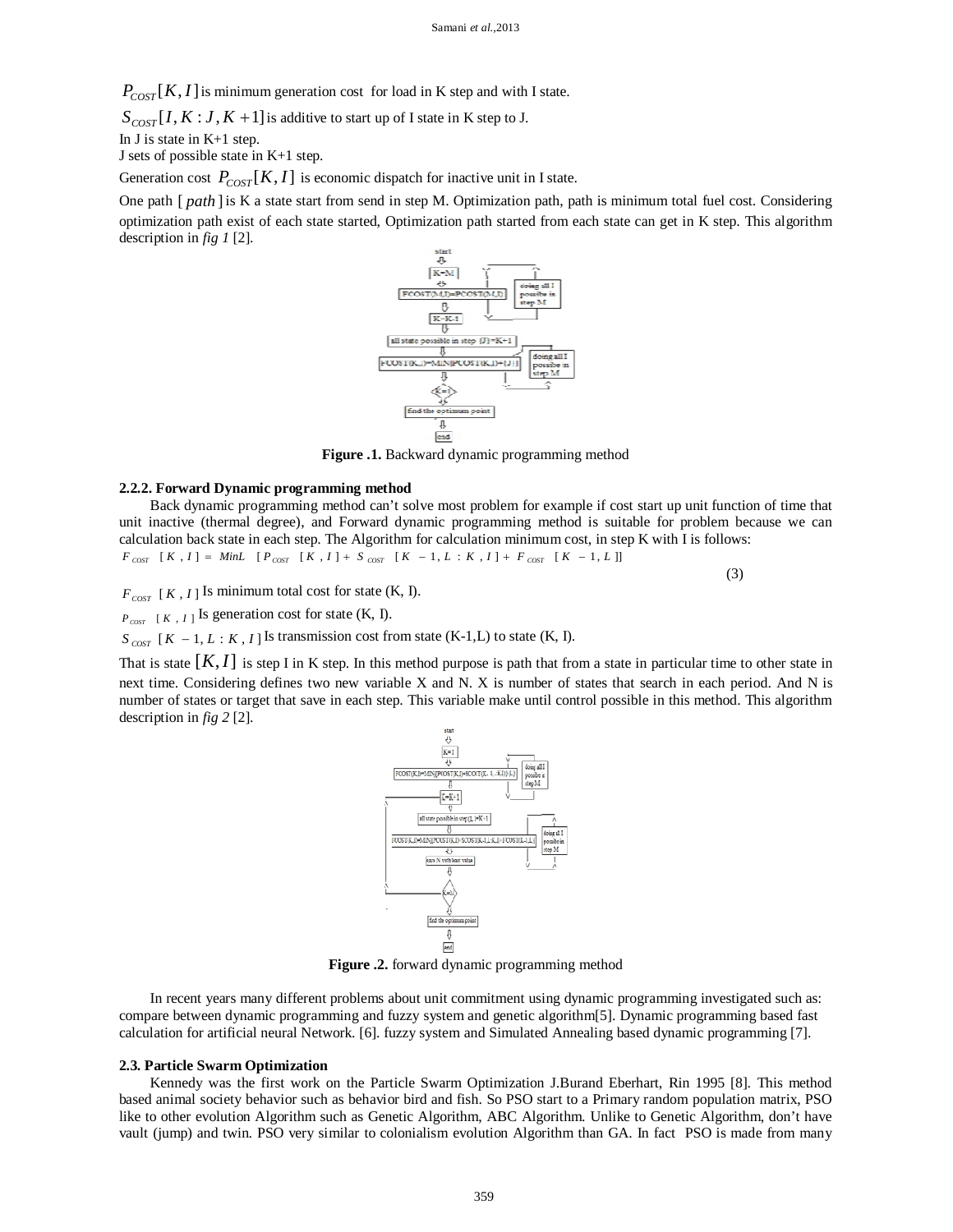$P_{COST}[K,I]$ is minimum generation cost for load in K step and with I state.

$S_{COST}[I,K:J,K+1]$ is additive to start up of I state in K step to J.

In J is state in K+1 step.

J sets of possible state in K+1 step.

Generation cost $P_{COST}[K,I]$ is economic dispatch for inactive unit in I state.

One path [ $path$ ] is K a state start from send in step M. Optimization path, path is minimum total fuel cost. Considering optimization path exist of each state started, Optimization path started from each state can get in K step. This algorithm description in *fig 1* [2].

**Figure .1.** Backward dynamic programming method

### 2.2.2. Forward Dynamic programming method

Back dynamic programming method can't solve most problem for example if cost start up unit function of time that unit inactive (thermal degree), and Forward dynamic programming method is suitable for problem because we can calculation back state in each step. The Algorithm for calculation minimum cost, in step K with I is follows:

$$F_{COST}[K,I] = MinL\ [P_{COST}[K,I] + S_{COST}[K-1,L:K,I] + F_{COST}[K-1,L]] \tag{3}$$

$F_{COST}[K,I]$ Is minimum total cost for state (K, I).

$P_{COST}[K,I]$ Is generation cost for state (K, I).

$S_{COST}[K-1,L:K,I]$ Is transmission cost from state (K-1,L) to state (K, I).

That is state $[K,I]$ is step I in K step. In this method purpose is path that from a state in particular time to other state in next time. Considering defines two new variable X and N. X is number of states that search in each period. And N is number of states or target that save in each step. This variable make until control possible in this method. This algorithm description in *fig 2* [2].

**Figure .2.** forward dynamic programming method

In recent years many different problems about unit commitment using dynamic programming investigated such as: compare between dynamic programming and fuzzy system and genetic algorithm[5]. Dynamic programming based fast calculation for artificial neural Network. [6]. fuzzy system and Simulated Annealing based dynamic programming [7].

### 2.3. Particle Swarm Optimization

Kennedy was the first work on the Particle Swarm Optimization J.Burand Eberhart, Rin 1995 [8]. This method based animal society behavior such as behavior bird and fish. So PSO start to a Primary random population matrix, PSO like to other evolution Algorithm such as Genetic Algorithm, ABC Algorithm. Unlike to Genetic Algorithm, don't have vault (jump) and twin. PSO very similar to colonialism evolution Algorithm than GA. In fact PSO is made from many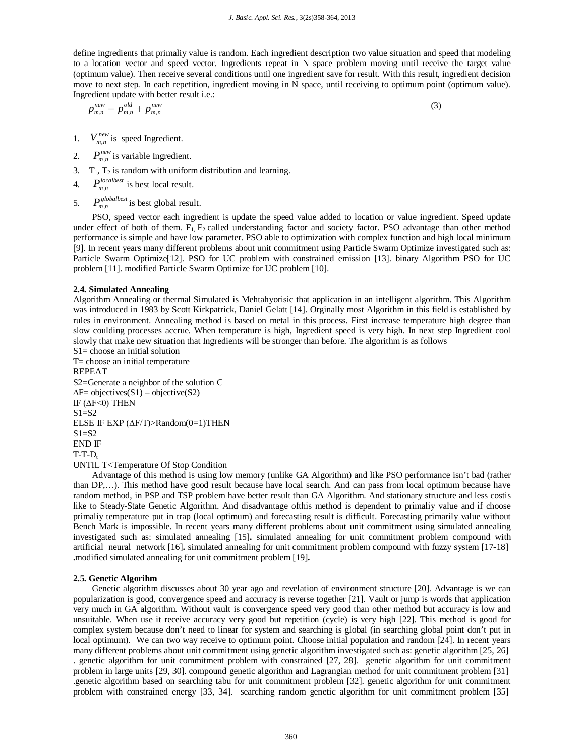define ingredients that primaliy value is random. Each ingredient description two value situation and speed that modeling to a location vector and speed vector. Ingredients repeat in N space problem moving until receive the target value (optimum value). Then receive several conditions until one ingredient save for result. With this result, ingredient decision move to next step. In each repetition, ingredient moving in N space, until receiving to optimum point (optimum value). Ingredient update with better result i.e.:

$$p_{m.n}^{new} = p_{m,n}^{old} + p_{m,n}^{new} \quad (3)$$

1. $V_{m,n}^{new}$ is speed Ingredient.
2. $P_{m,n}^{new}$ is variable Ingredient.
3. $T_1$, $T_2$ is random with uniform distribution and learning.
4. $P_{m,n}^{localbest}$ is best local result.
5. $P_{m,n}^{globalbest}$ is best global result.

PSO, speed vector each ingredient is update the speed value added to location or value ingredient. Speed update under effect of both of them. $F_1$, $F_2$ called understanding factor and society factor. PSO advantage than other method performance is simple and have low parameter. PSO able to optimization with complex function and high local minimum [9]. In recent years many different problems about unit commitment using Particle Swarm Optimize investigated such as: Particle Swarm Optimize[12]. PSO for UC problem with constrained emission [13]. binary Algorithm PSO for UC problem [11]. modified Particle Swarm Optimize for UC problem [10].

### 2.4. Simulated Annealing

Algorithm Annealing or thermal Simulated is Mehtahyorisic that application in an intelligent algorithm. This Algorithm was introduced in 1983 by Scott Kirkpatrick, Daniel Gelatt [14]. Orginally most Algorithm in this field is established by rules in environment. Annealing method is based on metal in this process. First increase temperature high degree than slow coulding processes accrue. When temperature is high, Ingredient speed is very high. In next step Ingredient cool slowly that make new situation that Ingredients will be stronger than before. The algorithm is as follows

```
S1= choose an initial solution
T= choose an initial temperature
REPEAT
S2=Generate a neighbor of the solution C
ΔF= objectives(S1) – objective(S2)
IF (ΔF<0) THEN
S1=S2
ELSE IF EXP (ΔF/T)>Random(0=1)THEN
S1=S2
END IF
T-T-D_t
UNTIL T<Temperature Of Stop Condition
```

Advantage of this method is using low memory (unlike GA Algorithm) and like PSO performance isn't bad (rather than DP,…). This method have good result because have local search. And can pass from local optimum because have random method, in PSP and TSP problem have better result than GA Algorithm. And stationary structure and less costis like to Steady-State Genetic Algorithm. And disadvantage ofthis method is dependent to primaliy value and if choose primaliy temperature put in trap (local optimum) and forecasting result is difficult. Forecasting primarily value without Bench Mark is impossible. In recent years many different problems about unit commitment using simulated annealing investigated such as: simulated annealing [15]**.** simulated annealing for unit commitment problem compound with artificial neural network [16]**.** simulated annealing for unit commitment problem compound with fuzzy system [17-18] **.**modified simulated annealing for unit commitment problem [19]**.**

### 2.5. Genetic Algorihm

Genetic algorithm discusses about 30 year ago and revelation of environment structure [20]. Advantage is we can popularization is good, convergence speed and accuracy is reverse together [21]. Vault or jump is words that application very much in GA algorithm. Without vault is convergence speed very good than other method but accuracy is low and unsuitable. When use it receive accuracy very good but repetition (cycle) is very high [22]. This method is good for complex system because don't need to linear for system and searching is global (in searching global point don't put in local optimum). We can two way receive to optimum point. Choose initial population and random [24]. In recent years many different problems about unit commitment using genetic algorithm investigated such as: genetic algorithm [25, 26] . genetic algorithm for unit commitment problem with constrained [27, 28]. genetic algorithm for unit commitment problem in large units [29, 30]. compound genetic algorithm and Lagrangian method for unit commitment problem [31] .genetic algorithm based on searching tabu for unit commitment problem [32]. genetic algorithm for unit commitment problem with constrained energy [33, 34]. searching random genetic algorithm for unit commitment problem [35]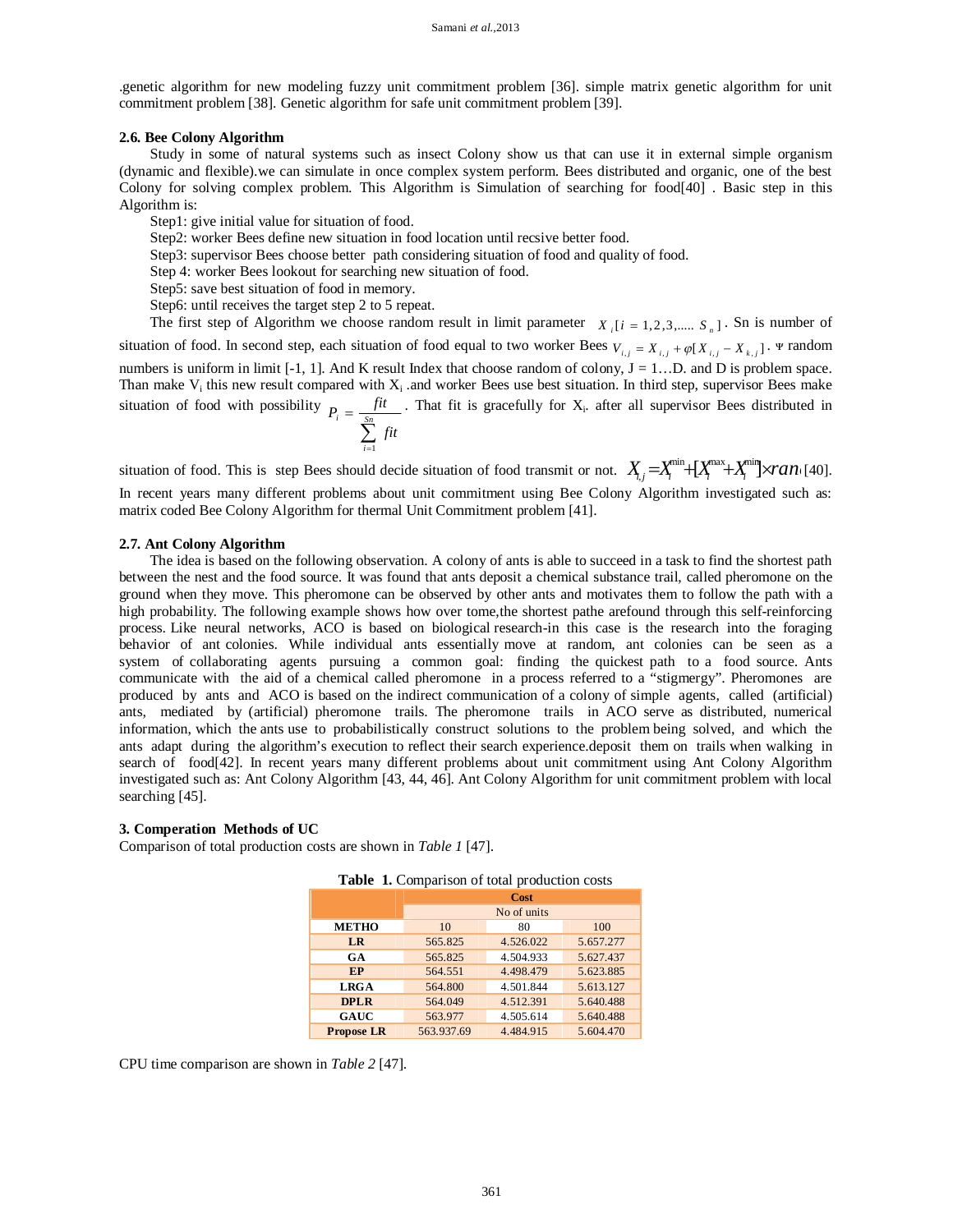.genetic algorithm for new modeling fuzzy unit commitment problem [36]. simple matrix genetic algorithm for unit commitment problem [38]. Genetic algorithm for safe unit commitment problem [39].

### 2.6. Bee Colony Algorithm

Study in some of natural systems such as insect Colony show us that can use it in external simple organism (dynamic and flexible).we can simulate in once complex system perform. Bees distributed and organic, one of the best Colony for solving complex problem. This Algorithm is Simulation of searching for food[40] . Basic step in this Algorithm is:

Step1: give initial value for situation of food.

Step2: worker Bees define new situation in food location until recsive better food.

Step3: supervisor Bees choose better path considering situation of food and quality of food.

Step 4: worker Bees lookout for searching new situation of food.

Step5: save best situation of food in memory.

Step6: until receives the target step 2 to 5 repeat.

The first step of Algorithm we choose random result in limit parameter $X_i [i = 1,2,3,..... S_n]$. Sn is number of situation of food. In second step, each situation of food equal to two worker Bees $V_{i,j} = X_{i,j} + \varphi[X_{i,j} - X_{k,j}]$. Ψ random numbers is uniform in limit [-1, 1]. And K result Index that choose random of colony, J = 1…D. and D is problem space. Than make $V_i$ this new result compared with $X_i$ .and worker Bees use best situation. In third step, supervisor Bees make situation of food with possibility $P_i = \frac{fit}{\sum_{i=1}^{Sn} fit}$. That fit is gracefully for $X_i$. after all supervisor Bees distributed in situation of food. This is step Bees should decide situation of food transmit or not. $X_{i,j} = X_i^{min} + [X_i^{max} + X_i^{min}] \times ran$ [40].

In recent years many different problems about unit commitment using Bee Colony Algorithm investigated such as: matrix coded Bee Colony Algorithm for thermal Unit Commitment problem [41].

### 2.7. Ant Colony Algorithm

The idea is based on the following observation. A colony of ants is able to succeed in a task to find the shortest path between the nest and the food source. It was found that ants deposit a chemical substance trail, called pheromone on the ground when they move. This pheromone can be observed by other ants and motivates them to follow the path with a high probability. The following example shows how over tome,the shortest pathe arefound through this self-reinforcing process. Like neural networks, ACO is based on biological research-in this case is the research into the foraging behavior of ant colonies. While individual ants essentially move at random, ant colonies can be seen as a system of collaborating agents pursuing a common goal: finding the quickest path to a food source. Ants communicate with the aid of a chemical called pheromone in a process referred to a “stigmergy”. Pheromones are produced by ants and ACO is based on the indirect communication of a colony of simple agents, called (artificial) ants, mediated by (artificial) pheromone trails. The pheromone trails in ACO serve as distributed, numerical information, which the ants use to probabilistically construct solutions to the problem being solved, and which the ants adapt during the algorithm’s execution to reflect their search experience.deposit them on trails when walking in search of food[42]. In recent years many different problems about unit commitment using Ant Colony Algorithm investigated such as: Ant Colony Algorithm [43, 44, 46]. Ant Colony Algorithm for unit commitment problem with local searching [45].

## 3. Comperation Methods of UC

Comparison of total production costs are shown in *Table 1* [47].

**Table 1.** Comparison of total production costs

| | Cost | | |
|---|---|---|---|
| | No of units | | |
| **METHO** | 10 | 80 | 100 |
| **LR** | 565.825 | 4.526.022 | 5.657.277 |
| **GA** | 565.825 | 4.504.933 | 5.627.437 |
| **EP** | 564.551 | 4.498.479 | 5.623.885 |
| **LRGA** | 564.800 | 4.501.844 | 5.613.127 |
| **DPLR** | 564.049 | 4.512.391 | 5.640.488 |
| **GAUC** | 563.977 | 4.505.614 | 5.640.488 |
| **Propose LR** | 563.937.69 | 4.484.915 | 5.604.470 |

CPU time comparison are shown in *Table 2* [47].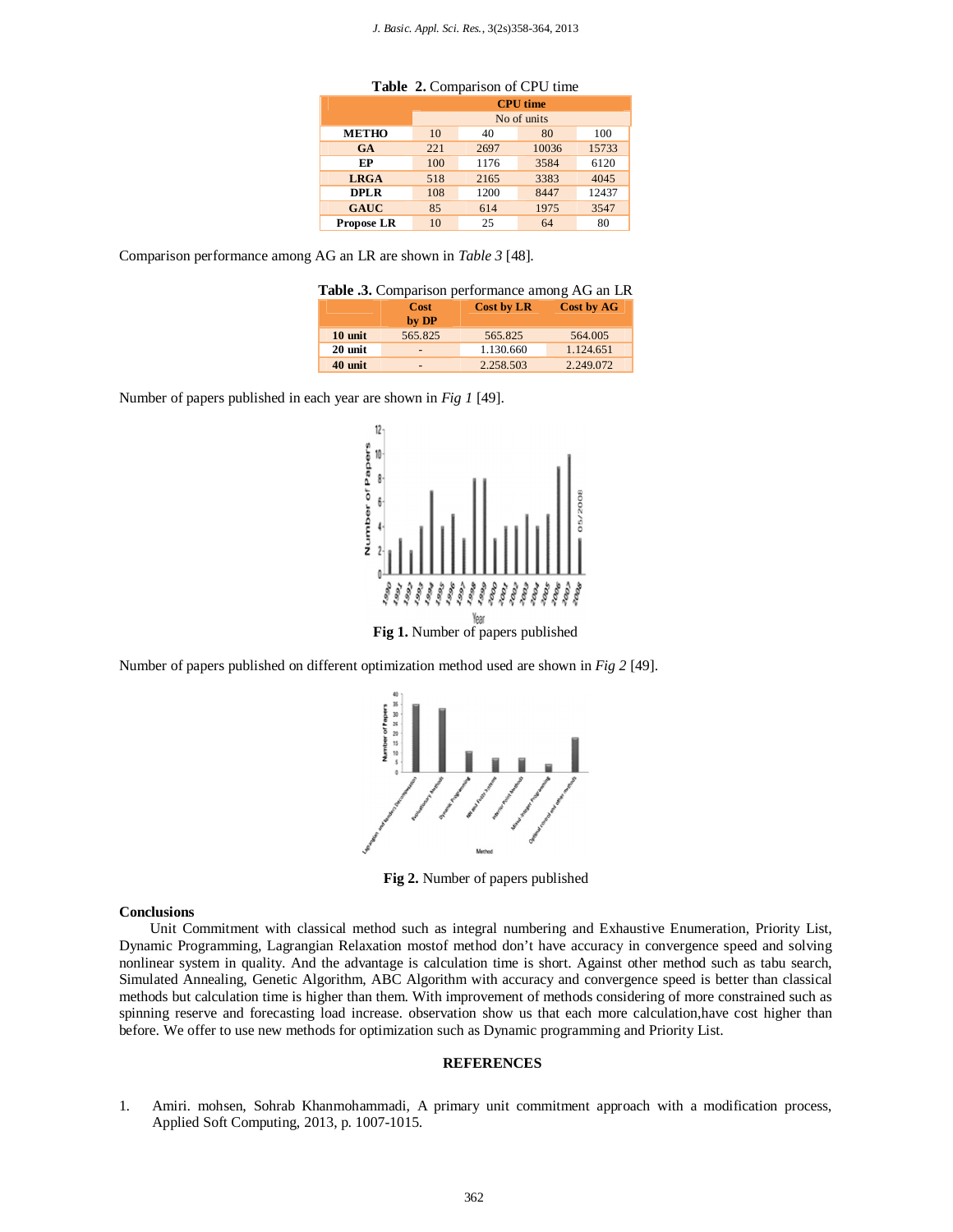**Table 2.** Comparison of CPU time

| | CPU time | | | |
|---|---|---|---|---|
| | No of units | | | |
| **METHO** | 10 | 40 | 80 | 100 |
| **GA** | 221 | 2697 | 10036 | 15733 |
| **EP** | 100 | 1176 | 3584 | 6120 |
| **LRGA** | 518 | 2165 | 3383 | 4045 |
| **DPLR** | 108 | 1200 | 8447 | 12437 |
| **GAUC** | 85 | 614 | 1975 | 3547 |
| **Propose LR** | 10 | 25 | 64 | 80 |

Comparison performance among AG an LR are shown in *Table 3* [48].

**Table .3.** Comparison performance among AG an LR

| | Cost by DP | Cost by LR | Cost by AG |
|---|---|---|---|
| **10 unit** | 565.825 | 565.825 | 564.005 |
| **20 unit** | - | 1.130.660 | 1.124.651 |
| **40 unit** | - | 2.258.503 | 2.249.072 |

Number of papers published in each year are shown in *Fig 1* [49].

**Fig 1.** Number of papers published

Number of papers published on different optimization method used are shown in *Fig 2* [49].

**Fig 2.** Number of papers published

## Conclusions

Unit Commitment with classical method such as integral numbering and Exhaustive Enumeration, Priority List, Dynamic Programming, Lagrangian Relaxation mostof method don't have accuracy in convergence speed and solving nonlinear system in quality. And the advantage is calculation time is short. Against other method such as tabu search, Simulated Annealing, Genetic Algorithm, ABC Algorithm with accuracy and convergence speed is better than classical methods but calculation time is higher than them. With improvement of methods considering of more constrained such as spinning reserve and forecasting load increase. observation show us that each more calculation,have cost higher than before. We offer to use new methods for optimization such as Dynamic programming and Priority List.

## REFERENCES

1. Amiri. mohsen, Sohrab Khanmohammadi, A primary unit commitment approach with a modification process, Applied Soft Computing, 2013, p. 1007-1015.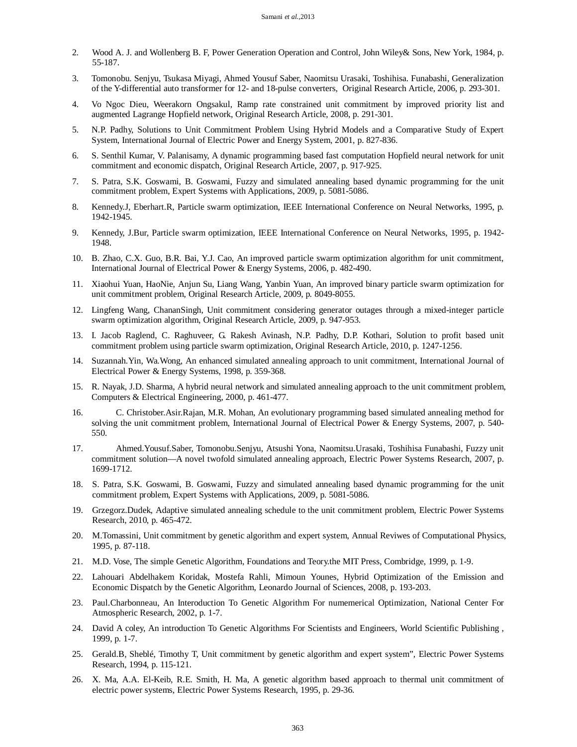2. Wood A. J. and Wollenberg B. F, Power Generation Operation and Control, John Wiley& Sons, New York, 1984, p. 55-187.

3. Tomonobu. Senjyu, Tsukasa Miyagi, Ahmed Yousuf Saber, Naomitsu Urasaki, Toshihisa. Funabashi, Generalization of the Y-differential auto transformer for 12- and 18-pulse converters, Original Research Article, 2006, p. 293-301.

4. Vo Ngoc Dieu, Weerakorn Ongsakul, Ramp rate constrained unit commitment by improved priority list and augmented Lagrange Hopfield network, Original Research Article, 2008, p. 291-301.

5. N.P. Padhy, Solutions to Unit Commitment Problem Using Hybrid Models and a Comparative Study of Expert System, International Journal of Electric Power and Energy System, 2001, p. 827-836.

6. S. Senthil Kumar, V. Palanisamy, A dynamic programming based fast computation Hopfield neural network for unit commitment and economic dispatch, Original Research Article, 2007, p. 917-925.

7. S. Patra, S.K. Goswami, B. Goswami, Fuzzy and simulated annealing based dynamic programming for the unit commitment problem, Expert Systems with Applications, 2009, p. 5081-5086.

8. Kennedy.J, Eberhart.R, Particle swarm optimization, IEEE International Conference on Neural Networks, 1995, p. 1942-1945.

9. Kennedy, J.Bur, Particle swarm optimization, IEEE International Conference on Neural Networks, 1995, p. 1942-1948.

10. B. Zhao, C.X. Guo, B.R. Bai, Y.J. Cao, An improved particle swarm optimization algorithm for unit commitment, International Journal of Electrical Power & Energy Systems, 2006, p. 482-490.

11. Xiaohui Yuan, HaoNie, Anjun Su, Liang Wang, Yanbin Yuan, An improved binary particle swarm optimization for unit commitment problem, Original Research Article, 2009, p. 8049-8055.

12. Lingfeng Wang, ChananSingh, Unit commitment considering generator outages through a mixed-integer particle swarm optimization algorithm, Original Research Article, 2009, p. 947-953.

13. I. Jacob Raglend, C. Raghuveer, G. Rakesh Avinash, N.P. Padhy, D.P. Kothari, Solution to profit based unit commitment problem using particle swarm optimization, Original Research Article, 2010, p. 1247-1256.

14. Suzannah.Yin, Wa.Wong, An enhanced simulated annealing approach to unit commitment, International Journal of Electrical Power & Energy Systems, 1998, p. 359-368.

15. R. Nayak, J.D. Sharma, A hybrid neural network and simulated annealing approach to the unit commitment problem, Computers & Electrical Engineering, 2000, p. 461-477.

16. C. Christober.Asir.Rajan, M.R. Mohan, An evolutionary programming based simulated annealing method for solving the unit commitment problem, International Journal of Electrical Power & Energy Systems, 2007, p. 540-550.

17. Ahmed.Yousuf.Saber, Tomonobu.Senjyu, Atsushi Yona, Naomitsu.Urasaki, Toshihisa Funabashi, Fuzzy unit commitment solution—A novel twofold simulated annealing approach, Electric Power Systems Research, 2007, p. 1699-1712.

18. S. Patra, S.K. Goswami, B. Goswami, Fuzzy and simulated annealing based dynamic programming for the unit commitment problem, Expert Systems with Applications, 2009, p. 5081-5086.

19. Grzegorz.Dudek, Adaptive simulated annealing schedule to the unit commitment problem, Electric Power Systems Research, 2010, p. 465-472.

20. M.Tomassini, Unit commitment by genetic algorithm and expert system, Annual Reviwes of Computational Physics, 1995, p. 87-118.

21. M.D. Vose, The simple Genetic Algorithm, Foundations and Teory.the MIT Press, Combridge, 1999, p. 1-9.

22. Lahouari Abdelhakem Koridak, Mostefa Rahli, Mimoun Younes, Hybrid Optimization of the Emission and Economic Dispatch by the Genetic Algorithm, Leonardo Journal of Sciences, 2008, p. 193-203.

23. Paul.Charbonneau, An Interoduction To Genetic Algorithm For numemerical Optimization, National Center For Atmospheric Research, 2002, p. 1-7.

24. David A coley, An introduction To Genetic Algorithms For Scientists and Engineers, World Scientific Publishing , 1999, p. 1-7.

25. Gerald.B, Sheblé, Timothy T, Unit commitment by genetic algorithm and expert system", Electric Power Systems Research, 1994, p. 115-121.

26. X. Ma, A.A. El-Keib, R.E. Smith, H. Ma, A genetic algorithm based approach to thermal unit commitment of electric power systems, Electric Power Systems Research, 1995, p. 29-36.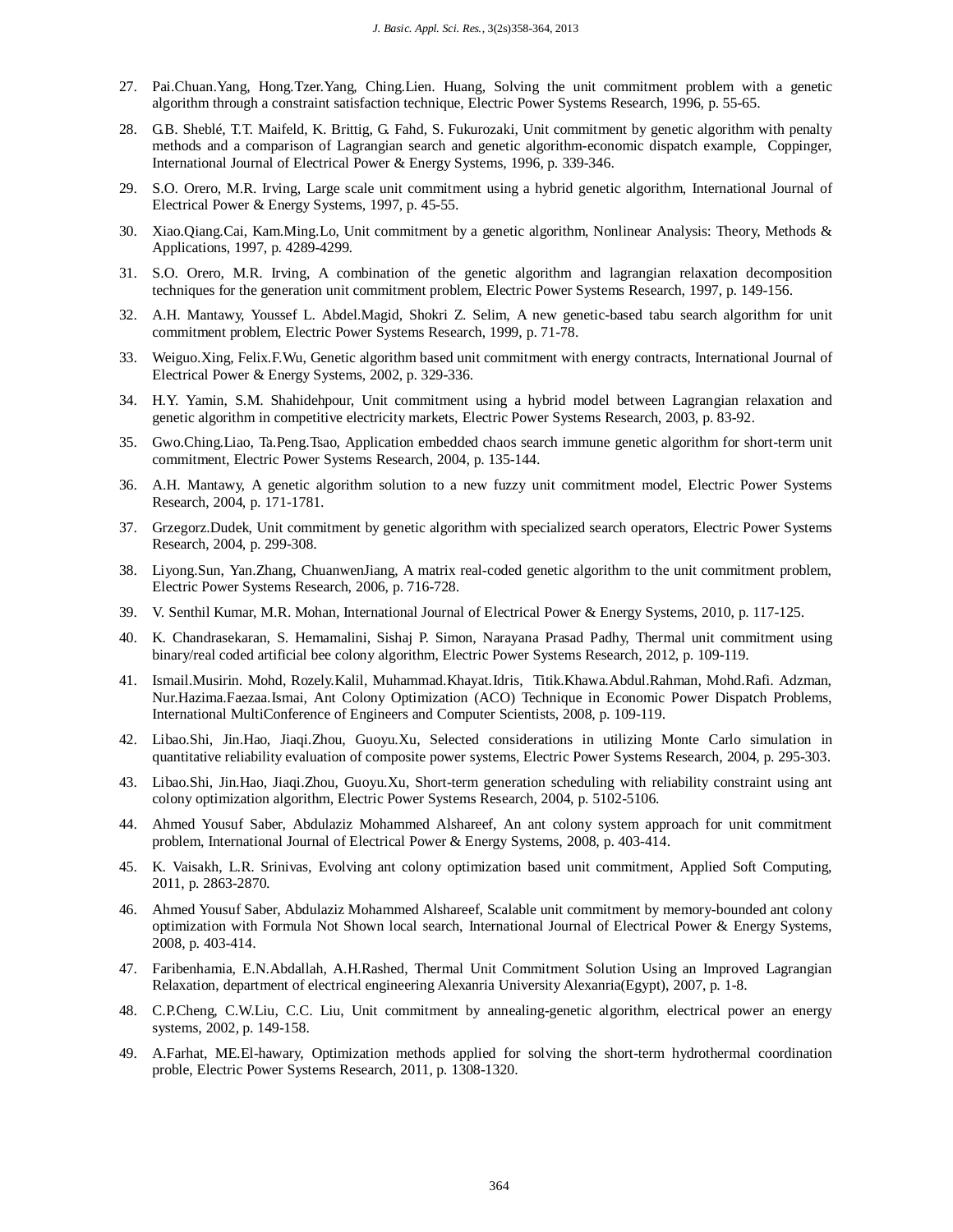27. Pai.Chuan.Yang, Hong.Tzer.Yang, Ching.Lien. Huang, Solving the unit commitment problem with a genetic algorithm through a constraint satisfaction technique, Electric Power Systems Research, 1996, p. 55-65.
28. G.B. Sheblé, T.T. Maifeld, K. Brittig, G. Fahd, S. Fukurozaki, Unit commitment by genetic algorithm with penalty methods and a comparison of Lagrangian search and genetic algorithm-economic dispatch example, Coppinger, International Journal of Electrical Power & Energy Systems, 1996, p. 339-346.
29. S.O. Orero, M.R. Irving, Large scale unit commitment using a hybrid genetic algorithm, International Journal of Electrical Power & Energy Systems, 1997, p. 45-55.
30. Xiao.Qiang.Cai, Kam.Ming.Lo, Unit commitment by a genetic algorithm, Nonlinear Analysis: Theory, Methods & Applications, 1997, p. 4289-4299.
31. S.O. Orero, M.R. Irving, A combination of the genetic algorithm and lagrangian relaxation decomposition techniques for the generation unit commitment problem, Electric Power Systems Research, 1997, p. 149-156.
32. A.H. Mantawy, Youssef L. Abdel.Magid, Shokri Z. Selim, A new genetic-based tabu search algorithm for unit commitment problem, Electric Power Systems Research, 1999, p. 71-78.
33. Weiguo.Xing, Felix.F.Wu, Genetic algorithm based unit commitment with energy contracts, International Journal of Electrical Power & Energy Systems, 2002, p. 329-336.
34. H.Y. Yamin, S.M. Shahidehpour, Unit commitment using a hybrid model between Lagrangian relaxation and genetic algorithm in competitive electricity markets, Electric Power Systems Research, 2003, p. 83-92.
35. Gwo.Ching.Liao, Ta.Peng.Tsao, Application embedded chaos search immune genetic algorithm for short-term unit commitment, Electric Power Systems Research, 2004, p. 135-144.
36. A.H. Mantawy, A genetic algorithm solution to a new fuzzy unit commitment model, Electric Power Systems Research, 2004, p. 171-1781.
37. Grzegorz.Dudek, Unit commitment by genetic algorithm with specialized search operators, Electric Power Systems Research, 2004, p. 299-308.
38. Liyong.Sun, Yan.Zhang, ChuanwenJiang, A matrix real-coded genetic algorithm to the unit commitment problem, Electric Power Systems Research, 2006, p. 716-728.
39. V. Senthil Kumar, M.R. Mohan, International Journal of Electrical Power & Energy Systems, 2010, p. 117-125.
40. K. Chandrasekaran, S. Hemamalini, Sishaj P. Simon, Narayana Prasad Padhy, Thermal unit commitment using binary/real coded artificial bee colony algorithm, Electric Power Systems Research, 2012, p. 109-119.
41. Ismail.Musirin. Mohd, Rozely.Kalil, Muhammad.Khayat.Idris, Titik.Khawa.Abdul.Rahman, Mohd.Rafi. Adzman, Nur.Hazima.Faezaa.Ismai, Ant Colony Optimization (ACO) Technique in Economic Power Dispatch Problems, International MultiConference of Engineers and Computer Scientists, 2008, p. 109-119.
42. Libao.Shi, Jin.Hao, Jiaqi.Zhou, Guoyu.Xu, Selected considerations in utilizing Monte Carlo simulation in quantitative reliability evaluation of composite power systems, Electric Power Systems Research, 2004, p. 295-303.
43. Libao.Shi, Jin.Hao, Jiaqi.Zhou, Guoyu.Xu, Short-term generation scheduling with reliability constraint using ant colony optimization algorithm, Electric Power Systems Research, 2004, p. 5102-5106.
44. Ahmed Yousuf Saber, Abdulaziz Mohammed Alshareef, An ant colony system approach for unit commitment problem, International Journal of Electrical Power & Energy Systems, 2008, p. 403-414.
45. K. Vaisakh, L.R. Srinivas, Evolving ant colony optimization based unit commitment, Applied Soft Computing, 2011, p. 2863-2870.
46. Ahmed Yousuf Saber, Abdulaziz Mohammed Alshareef, Scalable unit commitment by memory-bounded ant colony optimization with Formula Not Shown local search, International Journal of Electrical Power & Energy Systems, 2008, p. 403-414.
47. Faribenhamia, E.N.Abdallah, A.H.Rashed, Thermal Unit Commitment Solution Using an Improved Lagrangian Relaxation, department of electrical engineering Alexanria University Alexanria(Egypt), 2007, p. 1-8.
48. C.P.Cheng, C.W.Liu, C.C. Liu, Unit commitment by annealing-genetic algorithm, electrical power an energy systems, 2002, p. 149-158.
49. A.Farhat, ME.El-hawary, Optimization methods applied for solving the short-term hydrothermal coordination proble, Electric Power Systems Research, 2011, p. 1308-1320.